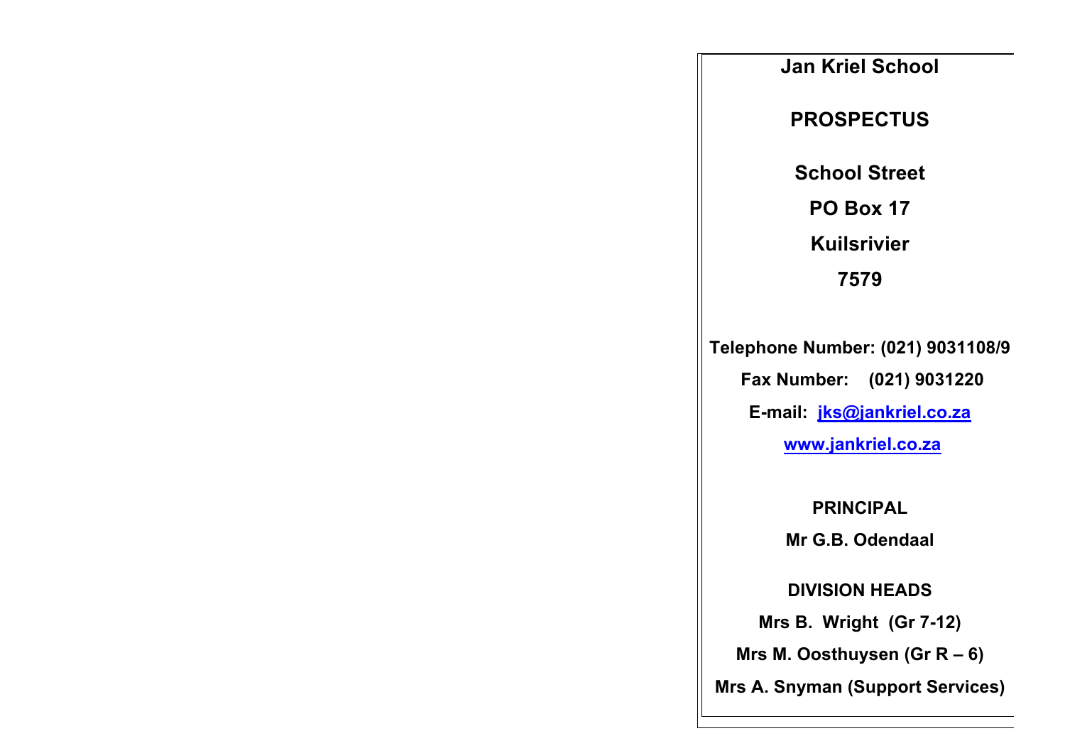# Jan Kriel School

## PROSPECTUS

**School Street**

**PO Box 17**

**Kuilsrivier**

**7579**

**Telephone Number: (021) 9031108/9**

**Fax Number: (021) 9031220**

**E-mail: [jks@jankriel.co.za](mailto:jks@jankriel.co.za)**

**[www.jankriel.co.za](http://www.jankriel.co.za)**

**PRINCIPAL**

**Mr G.B. Odendaal**

**DIVISION HEADS**

**Mrs B. Wright (Gr 7-12)**

**Mrs M. Oosthuysen (Gr R – 6)**

**Mrs A. Snyman (Support Services)**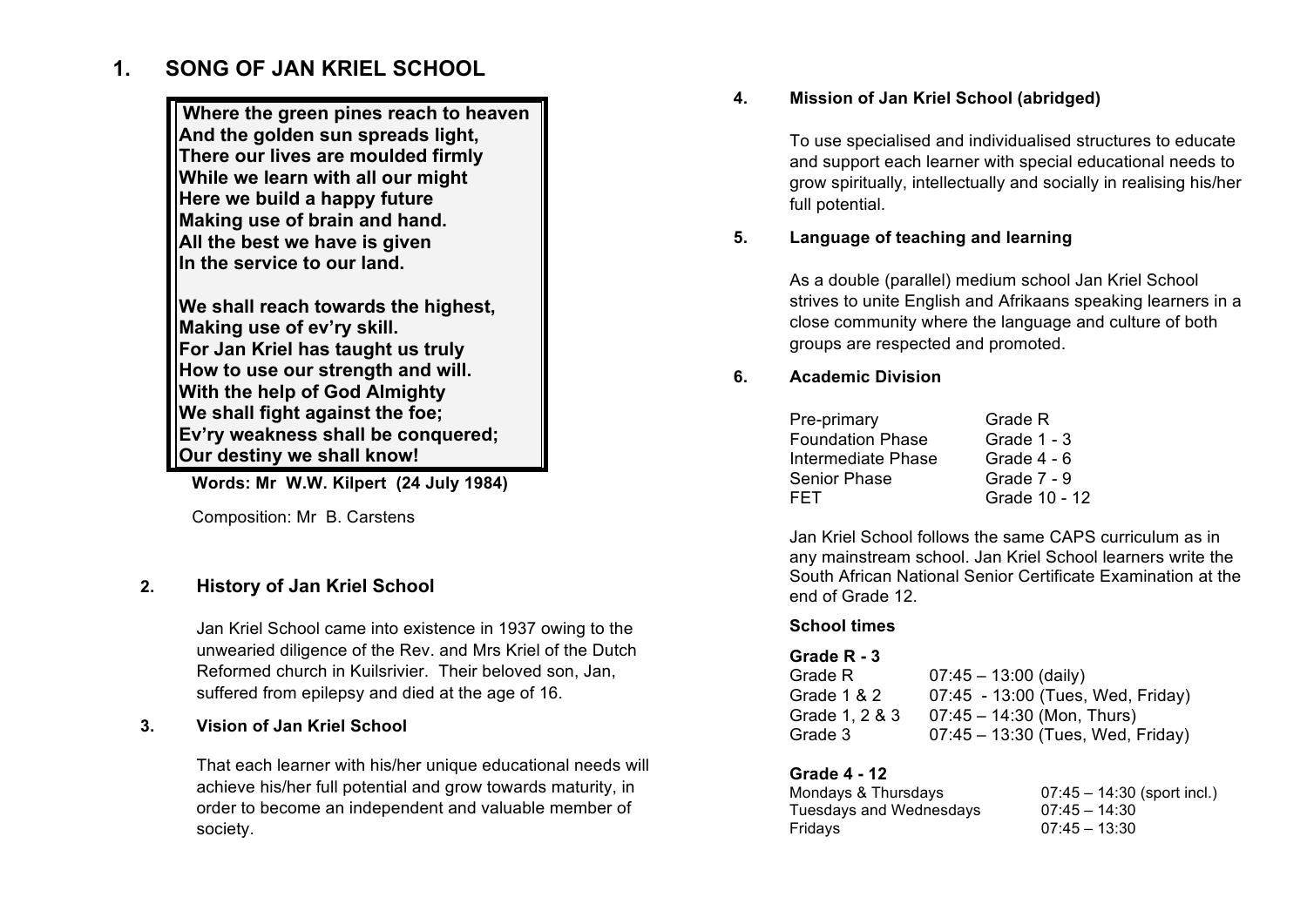## 1. SONG OF JAN KRIEL SCHOOL

**Where the green pines reach to heaven**
**And the golden sun spreads light,**
**There our lives are moulded firmly**
**While we learn with all our might**
**Here we build a happy future**
**Making use of brain and hand.**
**All the best we have is given**
**In the service to our land.**

**We shall reach towards the highest,**
**Making use of ev'ry skill.**
**For Jan Kriel has taught us truly**
**How to use our strength and will.**
**With the help of God Almighty**
**We shall fight against the foe;**
**Ev'ry weakness shall be conquered;**
**Our destiny we shall know!**

**Words: Mr W.W. Kilpert (24 July 1984)**

Composition: Mr B. Carstens

## 2. History of Jan Kriel School

Jan Kriel School came into existence in 1937 owing to the unwearied diligence of the Rev. and Mrs Kriel of the Dutch Reformed church in Kuilsrivier. Their beloved son, Jan, suffered from epilepsy and died at the age of 16.

### 3. Vision of Jan Kriel School

That each learner with his/her unique educational needs will achieve his/her full potential and grow towards maturity, in order to become an independent and valuable member of society.

### 4. Mission of Jan Kriel School (abridged)

To use specialised and individualised structures to educate and support each learner with special educational needs to grow spiritually, intellectually and socially in realising his/her full potential.

### 5. Language of teaching and learning

As a double (parallel) medium school Jan Kriel School strives to unite English and Afrikaans speaking learners in a close community where the language and culture of both groups are respected and promoted.

### 6. Academic Division

| | |
|---|---|
| Pre-primary | Grade R |
| Foundation Phase | Grade 1 - 3 |
| Intermediate Phase | Grade 4 - 6 |
| Senior Phase | Grade 7 - 9 |
| FET | Grade 10 - 12 |

Jan Kriel School follows the same CAPS curriculum as in any mainstream school. Jan Kriel School learners write the South African National Senior Certificate Examination at the end of Grade 12.

**School times**

**Grade R - 3**

| | |
|---|---|
| Grade R | 07:45 – 13:00 (daily) |
| Grade 1 & 2 | 07:45 - 13:00 (Tues, Wed, Friday) |
| Grade 1, 2 & 3 | 07:45 – 14:30 (Mon, Thurs) |
| Grade 3 | 07:45 – 13:30 (Tues, Wed, Friday) |

**Grade 4 - 12**

| | |
|---|---|
| Mondays & Thursdays | 07:45 – 14:30 (sport incl.) |
| Tuesdays and Wednesdays | 07:45 – 14:30 |
| Fridays | 07:45 – 13:30 |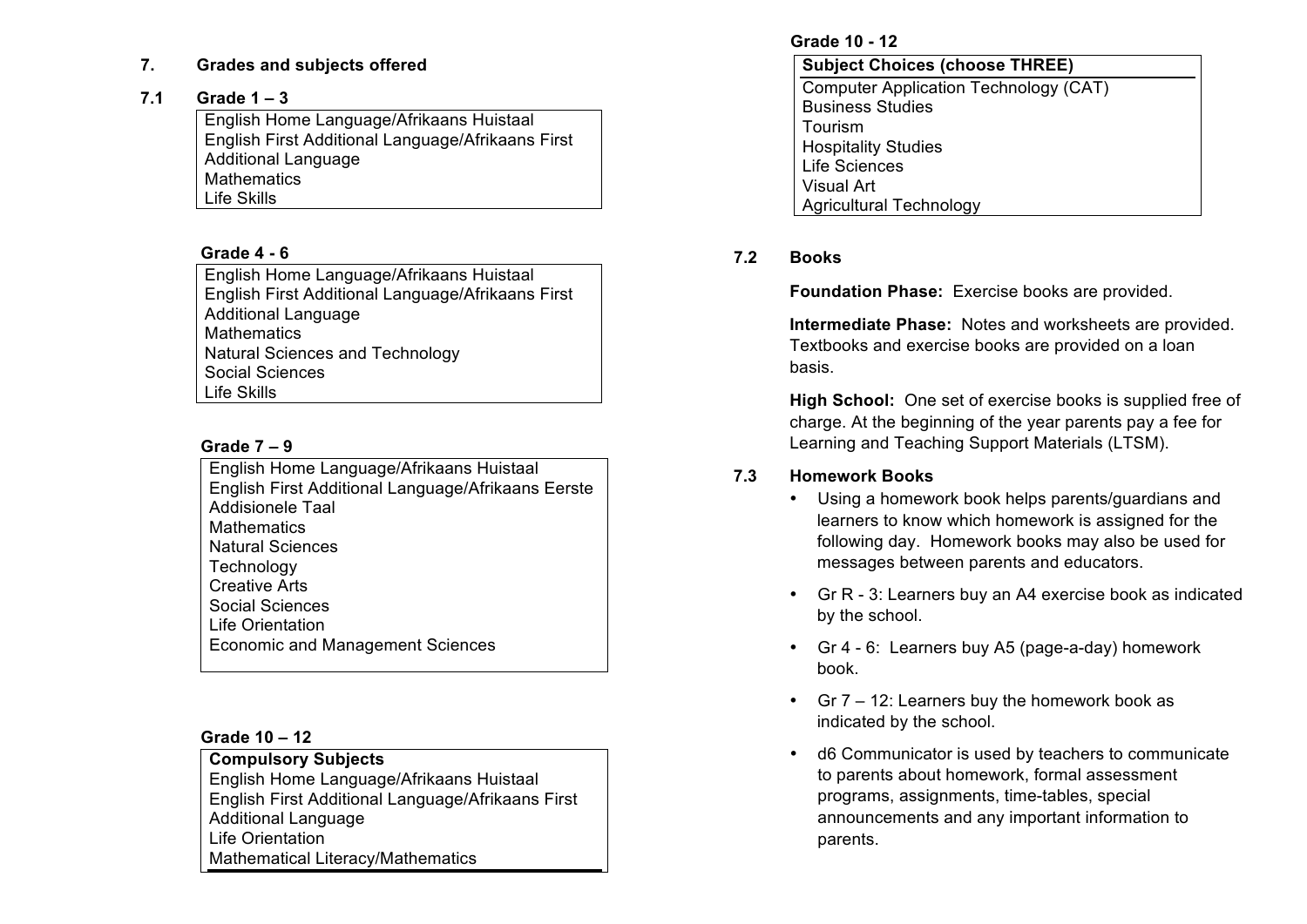## 7. Grades and subjects offered

### 7.1 Grade 1 – 3

| |
|---|
| English Home Language/Afrikaans Huistaal |
| English First Additional Language/Afrikaans First Additional Language |
| Mathematics |
| Life Skills |

### Grade 4 - 6

| |
|---|
| English Home Language/Afrikaans Huistaal |
| English First Additional Language/Afrikaans First Additional Language |
| Mathematics |
| Natural Sciences and Technology |
| Social Sciences |
| Life Skills |

### Grade 7 – 9

| |
|---|
| English Home Language/Afrikaans Huistaal |
| English First Additional Language/Afrikaans Eerste Addisionele Taal |
| Mathematics |
| Natural Sciences |
| Technology |
| Creative Arts |
| Social Sciences |
| Life Orientation |
| Economic and Management Sciences |

### Grade 10 – 12

| Compulsory Subjects |
|---|
| English Home Language/Afrikaans Huistaal |
| English First Additional Language/Afrikaans First Additional Language |
| Life Orientation |
| Mathematical Literacy/Mathematics |

### Grade 10 - 12

| Subject Choices (choose THREE) |
|---|
| Computer Application Technology (CAT) |
| Business Studies |
| Tourism |
| Hospitality Studies |
| Life Sciences |
| Visual Art |
| Agricultural Technology |

### 7.2 Books

**Foundation Phase:** Exercise books are provided.

**Intermediate Phase:** Notes and worksheets are provided. Textbooks and exercise books are provided on a loan basis.

**High School:** One set of exercise books is supplied free of charge. At the beginning of the year parents pay a fee for Learning and Teaching Support Materials (LTSM).

### 7.3 Homework Books

- Using a homework book helps parents/guardians and learners to know which homework is assigned for the following day. Homework books may also be used for messages between parents and educators.
- Gr R - 3: Learners buy an A4 exercise book as indicated by the school.
- Gr 4 - 6: Learners buy A5 (page-a-day) homework book.
- Gr 7 – 12: Learners buy the homework book as indicated by the school.
- d6 Communicator is used by teachers to communicate to parents about homework, formal assessment programs, assignments, time-tables, special announcements and any important information to parents.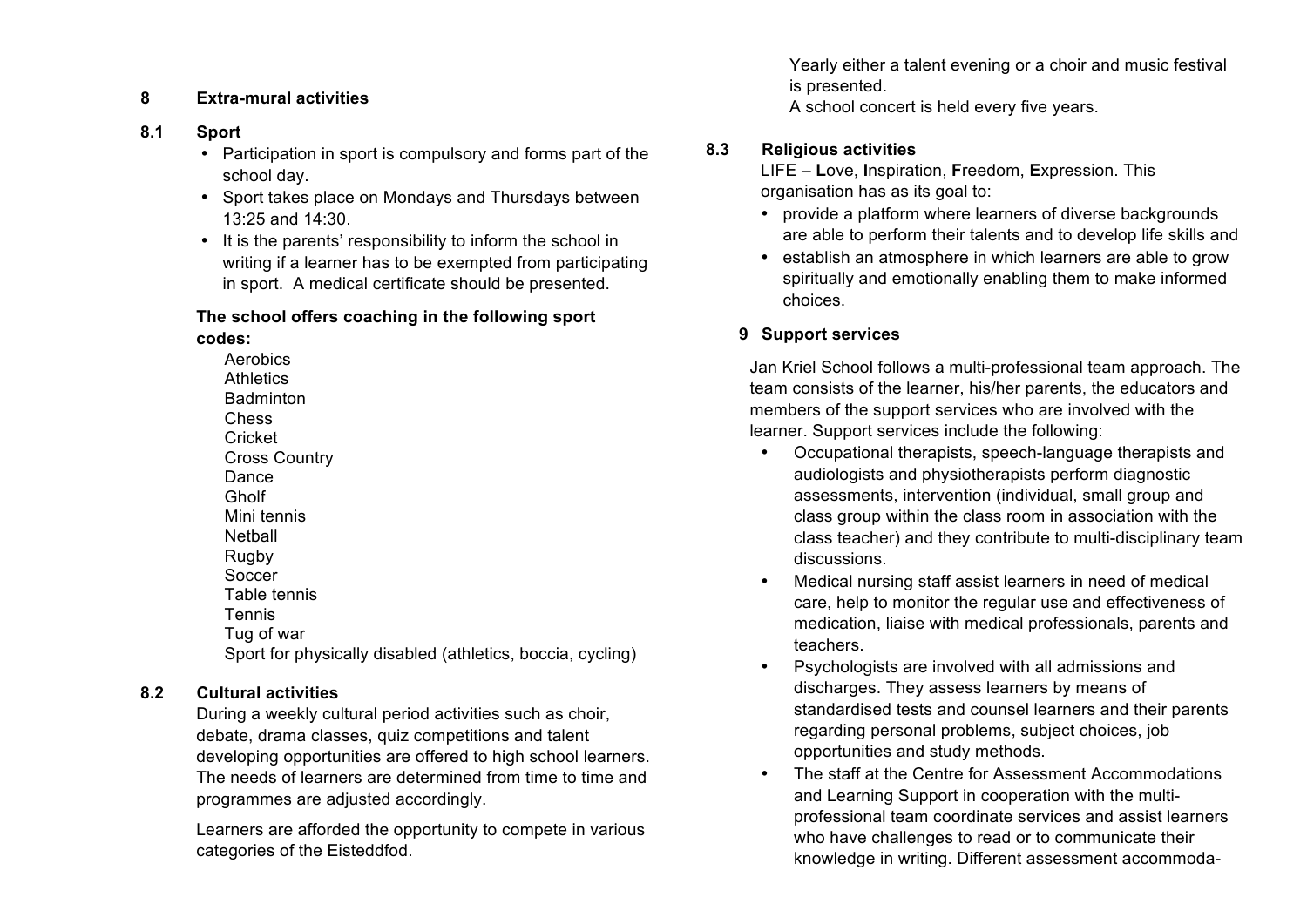## 8 Extra-mural activities

### 8.1 Sport

- Participation in sport is compulsory and forms part of the school day.
- Sport takes place on Mondays and Thursdays between 13:25 and 14:30.
- It is the parents' responsibility to inform the school in writing if a learner has to be exempted from participating in sport. A medical certificate should be presented.

**The school offers coaching in the following sport codes:**

Aerobics
Athletics
Badminton
Chess
Cricket
Cross Country
Dance
Gholf
Mini tennis
Netball
Rugby
Soccer
Table tennis
Tennis
Tug of war
Sport for physically disabled (athletics, boccia, cycling)

### 8.2 Cultural activities

During a weekly cultural period activities such as choir, debate, drama classes, quiz competitions and talent developing opportunities are offered to high school learners. The needs of learners are determined from time to time and programmes are adjusted accordingly.

Learners are afforded the opportunity to compete in various categories of the Eisteddfod.

Yearly either a talent evening or a choir and music festival is presented.
A school concert is held every five years.

### 8.3 Religious activities

LIFE – **L**ove, **I**nspiration, **F**reedom, **E**xpression. This organisation has as its goal to:

- provide a platform where learners of diverse backgrounds are able to perform their talents and to develop life skills and
- establish an atmosphere in which learners are able to grow spiritually and emotionally enabling them to make informed choices.

## 9 Support services

Jan Kriel School follows a multi-professional team approach. The team consists of the learner, his/her parents, the educators and members of the support services who are involved with the learner. Support services include the following:

- Occupational therapists, speech-language therapists and audiologists and physiotherapists perform diagnostic assessments, intervention (individual, small group and class group within the class room in association with the class teacher) and they contribute to multi-disciplinary team discussions.
- Medical nursing staff assist learners in need of medical care, help to monitor the regular use and effectiveness of medication, liaise with medical professionals, parents and teachers.
- Psychologists are involved with all admissions and discharges. They assess learners by means of standardised tests and counsel learners and their parents regarding personal problems, subject choices, job opportunities and study methods.
- The staff at the Centre for Assessment Accommodations and Learning Support in cooperation with the multi-professional team coordinate services and assist learners who have challenges to read or to communicate their knowledge in writing. Different assessment accommoda-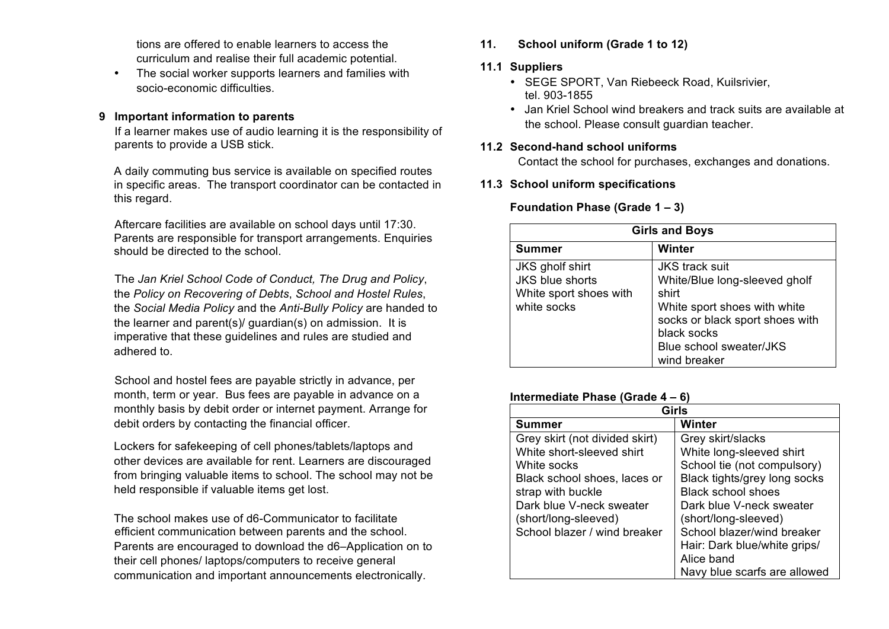tions are offered to enable learners to access the curriculum and realise their full academic potential.

- The social worker supports learners and families with socio-economic difficulties.

## 9 Important information to parents

If a learner makes use of audio learning it is the responsibility of parents to provide a USB stick.

A daily commuting bus service is available on specified routes in specific areas. The transport coordinator can be contacted in this regard.

Aftercare facilities are available on school days until 17:30. Parents are responsible for transport arrangements. Enquiries should be directed to the school.

The *Jan Kriel School Code of Conduct, The Drug and Policy*, the *Policy on Recovering of Debts*, *School and Hostel Rules*, the *Social Media Policy* and the *Anti-Bully Policy* are handed to the learner and parent(s)/ guardian(s) on admission. It is imperative that these guidelines and rules are studied and adhered to.

School and hostel fees are payable strictly in advance, per month, term or year. Bus fees are payable in advance on a monthly basis by debit order or internet payment. Arrange for debit orders by contacting the financial officer.

Lockers for safekeeping of cell phones/tablets/laptops and other devices are available for rent. Learners are discouraged from bringing valuable items to school. The school may not be held responsible if valuable items get lost.

The school makes use of d6-Communicator to facilitate efficient communication between parents and the school. Parents are encouraged to download the d6–Application on to their cell phones/ laptops/computers to receive general communication and important announcements electronically.

## 11. School uniform (Grade 1 to 12)

### 11.1 Suppliers

- SEGE SPORT, Van Riebeeck Road, Kuilsrivier, tel. 903-1855
- Jan Kriel School wind breakers and track suits are available at the school. Please consult guardian teacher.

### 11.2 Second-hand school uniforms

Contact the school for purchases, exchanges and donations.

### 11.3 School uniform specifications

**Foundation Phase (Grade 1 – 3)**

| Girls and Boys | |
|---|---|
| **Summer** | **Winter** |
| JKS gholf shirt<br>JKS blue shorts<br>White sport shoes with white socks | JKS track suit<br>White/Blue long-sleeved gholf shirt<br>White sport shoes with white socks or black sport shoes with black socks<br>Blue school sweater/JKS wind breaker |

**Intermediate Phase (Grade 4 – 6)**

| Girls | |
|---|---|
| **Summer** | **Winter** |
| Grey skirt (not divided skirt)<br>White short-sleeved shirt<br>White socks<br>Black school shoes, laces or strap with buckle<br>Dark blue V-neck sweater (short/long-sleeved)<br>School blazer / wind breaker | Grey skirt/slacks<br>White long-sleeved shirt<br>School tie (not compulsory)<br>Black tights/grey long socks<br>Black school shoes<br>Dark blue V-neck sweater (short/long-sleeved)<br>School blazer/wind breaker<br>Hair: Dark blue/white grips/ Alice band<br>Navy blue scarfs are allowed |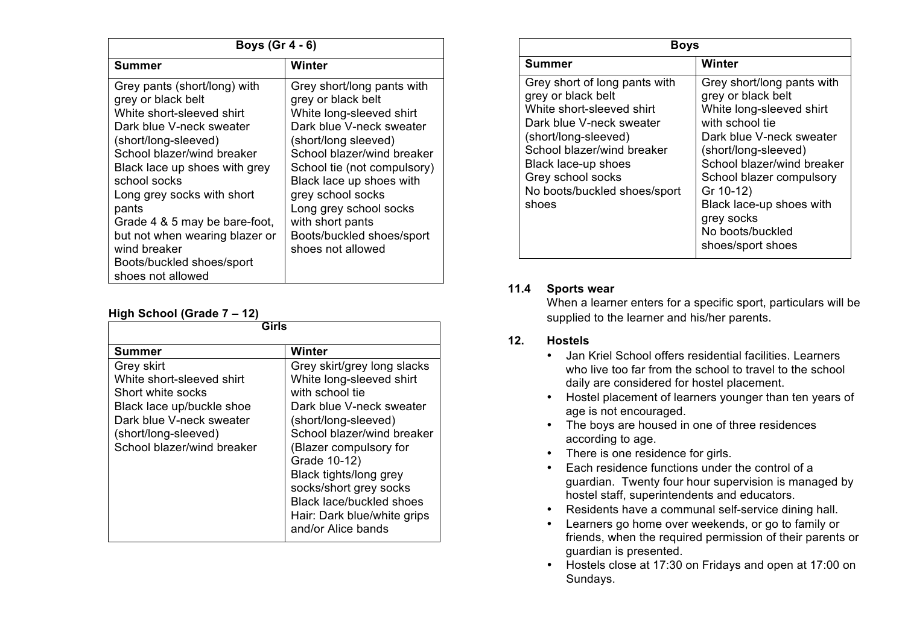| Boys (Gr 4 - 6) | |
|---|---|
| **Summer** | **Winter** |
| Grey pants (short/long) with grey or black belt<br>White short-sleeved shirt<br>Dark blue V-neck sweater (short/long-sleeved)<br>School blazer/wind breaker<br>Black lace up shoes with grey school socks<br>Long grey socks with short pants<br>Grade 4 & 5 may be bare-foot, but not when wearing blazer or wind breaker<br>Boots/buckled shoes/sport shoes not allowed | Grey short/long pants with grey or black belt<br>White long-sleeved shirt<br>Dark blue V-neck sweater (short/long sleeved)<br>School blazer/wind breaker<br>School tie (not compulsory)<br>Black lace up shoes with grey school socks<br>Long grey school socks with short pants<br>Boots/buckled shoes/sport shoes not allowed |

**High School (Grade 7 – 12)**

| Girls | |
|---|---|
| **Summer** | **Winter** |
| Grey skirt<br>White short-sleeved shirt<br>Short white socks<br>Black lace up/buckle shoe<br>Dark blue V-neck sweater (short/long-sleeved)<br>School blazer/wind breaker | Grey skirt/grey long slacks<br>White long-sleeved shirt with school tie<br>Dark blue V-neck sweater (short/long-sleeved)<br>School blazer/wind breaker (Blazer compulsory for Grade 10-12)<br>Black tights/long grey socks/short grey socks<br>Black lace/buckled shoes<br>Hair: Dark blue/white grips and/or Alice bands |

| Boys | |
|---|---|
| **Summer** | **Winter** |
| Grey short of long pants with grey or black belt<br>White short-sleeved shirt<br>Dark blue V-neck sweater (short/long-sleeved)<br>School blazer/wind breaker<br>Black lace-up shoes<br>Grey school socks<br>No boots/buckled shoes/sport shoes | Grey short/long pants with grey or black belt<br>White long-sleeved shirt with school tie<br>Dark blue V-neck sweater (short/long-sleeved)<br>School blazer/wind breaker<br>School blazer compulsory Gr 10-12)<br>Black lace-up shoes with grey socks<br>No boots/buckled shoes/sport shoes |

### 11.4 Sports wear

When a learner enters for a specific sport, particulars will be supplied to the learner and his/her parents.

## 12. Hostels

- Jan Kriel School offers residential facilities. Learners who live too far from the school to travel to the school daily are considered for hostel placement.
- Hostel placement of learners younger than ten years of age is not encouraged.
- The boys are housed in one of three residences according to age.
- There is one residence for girls.
- Each residence functions under the control of a guardian. Twenty four hour supervision is managed by hostel staff, superintendents and educators.
- Residents have a communal self-service dining hall.
- Learners go home over weekends, or go to family or friends, when the required permission of their parents or guardian is presented.
- Hostels close at 17:30 on Fridays and open at 17:00 on Sundays.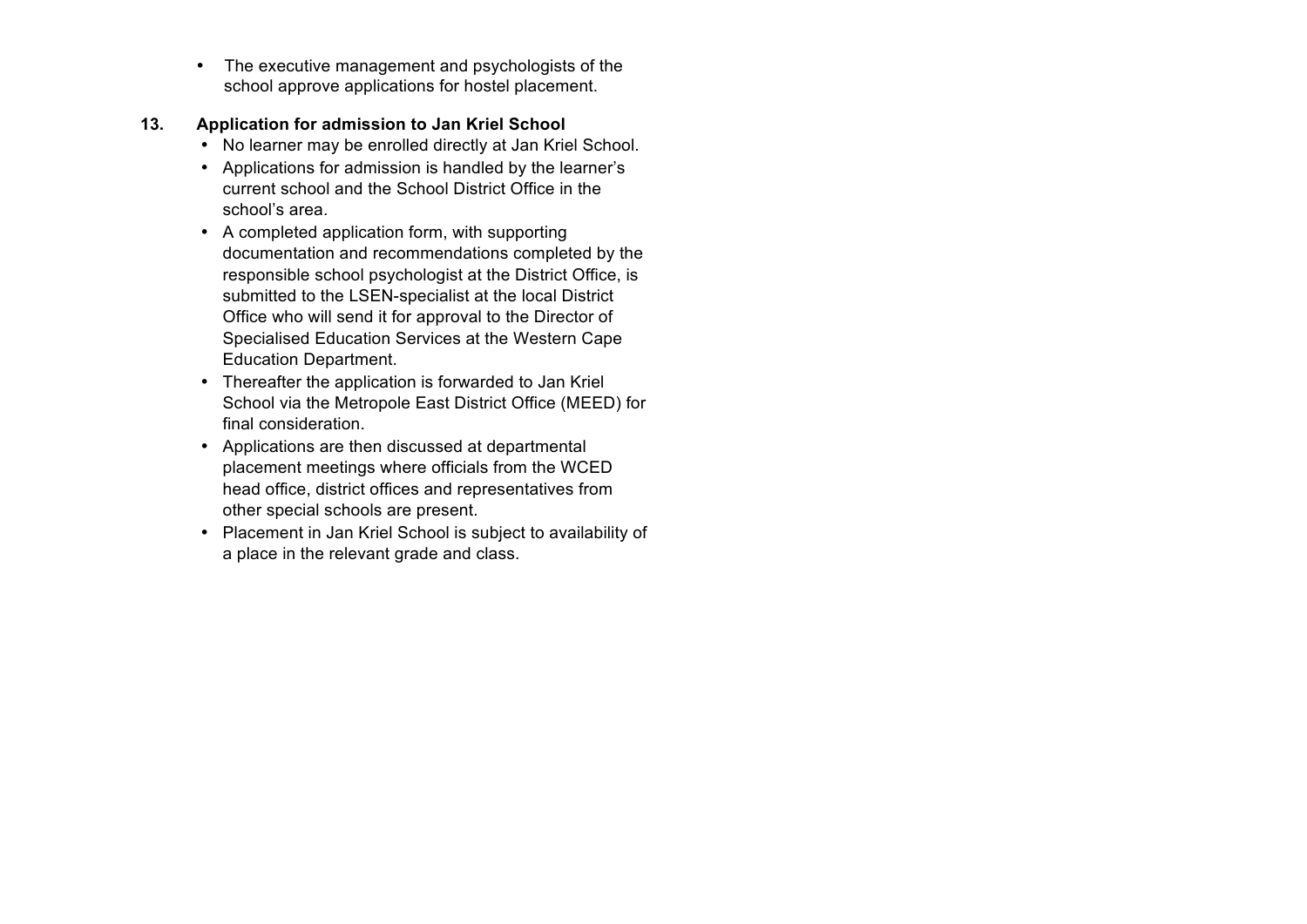- The executive management and psychologists of the school approve applications for hostel placement.

## 13. Application for admission to Jan Kriel School

- No learner may be enrolled directly at Jan Kriel School.
- Applications for admission is handled by the learner's current school and the School District Office in the school's area.
- A completed application form, with supporting documentation and recommendations completed by the responsible school psychologist at the District Office, is submitted to the LSEN-specialist at the local District Office who will send it for approval to the Director of Specialised Education Services at the Western Cape Education Department.
- Thereafter the application is forwarded to Jan Kriel School via the Metropole East District Office (MEED) for final consideration.
- Applications are then discussed at departmental placement meetings where officials from the WCED head office, district offices and representatives from other special schools are present.
- Placement in Jan Kriel School is subject to availability of a place in the relevant grade and class.